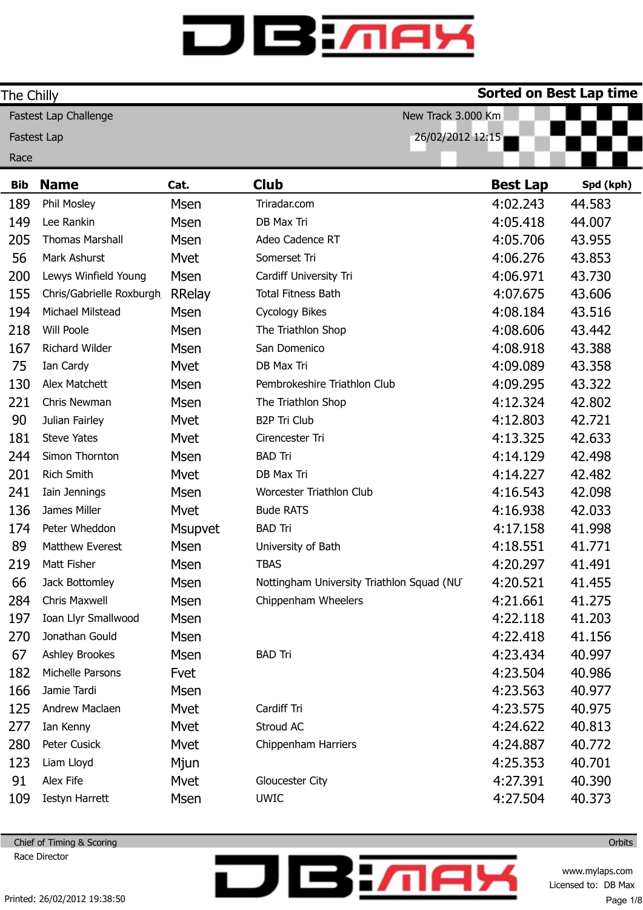The Chilly

**Sorted on Best Lap time**

Fastest Lap Challenge

Fastest Lap

Race

New Track 3.000 Km

26/02/2012 12:15

| Bib | Name | Cat. | Club | Best Lap | Spd (kph) |
|---|---|---|---|---|---|
| 189 | Phil Mosley | Msen | Triradar.com | 4:02.243 | 44.583 |
| 149 | Lee Rankin | Msen | DB Max Tri | 4:05.418 | 44.007 |
| 205 | Thomas Marshall | Msen | Adeo Cadence RT | 4:05.706 | 43.955 |
| 56 | Mark Ashurst | Mvet | Somerset Tri | 4:06.276 | 43.853 |
| 200 | Lewys Winfield Young | Msen | Cardiff University Tri | 4:06.971 | 43.730 |
| 155 | Chris/Gabrielle Roxburgh | RRelay | Total Fitness Bath | 4:07.675 | 43.606 |
| 194 | Michael Milstead | Msen | Cycology Bikes | 4:08.184 | 43.516 |
| 218 | Will Poole | Msen | The Triathlon Shop | 4:08.606 | 43.442 |
| 167 | Richard Wilder | Msen | San Domenico | 4:08.918 | 43.388 |
| 75 | Ian Cardy | Mvet | DB Max Tri | 4:09.089 | 43.358 |
| 130 | Alex Matchett | Msen | Pembrokeshire Triathlon Club | 4:09.295 | 43.322 |
| 221 | Chris Newman | Msen | The Triathlon Shop | 4:12.324 | 42.802 |
| 90 | Julian Fairley | Mvet | B2P Tri Club | 4:12.803 | 42.721 |
| 181 | Steve Yates | Mvet | Cirencester Tri | 4:13.325 | 42.633 |
| 244 | Simon Thornton | Msen | BAD Tri | 4:14.129 | 42.498 |
| 201 | Rich Smith | Mvet | DB Max Tri | 4:14.227 | 42.482 |
| 241 | Iain Jennings | Msen | Worcester Triathlon Club | 4:16.543 | 42.098 |
| 136 | James Miller | Mvet | Bude RATS | 4:16.938 | 42.033 |
| 174 | Peter Wheddon | Msupvet | BAD Tri | 4:17.158 | 41.998 |
| 89 | Matthew Everest | Msen | University of Bath | 4:18.551 | 41.771 |
| 219 | Matt Fisher | Msen | TBAS | 4:20.297 | 41.491 |
| 66 | Jack Bottomley | Msen | Nottingham University Triathlon Squad (NU | 4:20.521 | 41.455 |
| 284 | Chris Maxwell | Msen | Chippenham Wheelers | 4:21.661 | 41.275 |
| 197 | Ioan Llyr Smallwood | Msen | | 4:22.118 | 41.203 |
| 270 | Jonathan Gould | Msen | | 4:22.418 | 41.156 |
| 67 | Ashley Brookes | Msen | BAD Tri | 4:23.434 | 40.997 |
| 182 | Michelle Parsons | Fvet | | 4:23.504 | 40.986 |
| 166 | Jamie Tardi | Msen | | 4:23.563 | 40.977 |
| 125 | Andrew Maclaen | Mvet | Cardiff Tri | 4:23.575 | 40.975 |
| 277 | Ian Kenny | Mvet | Stroud AC | 4:24.622 | 40.813 |
| 280 | Peter Cusick | Mvet | Chippenham Harriers | 4:24.887 | 40.772 |
| 123 | Liam Lloyd | Mjun | | 4:25.353 | 40.701 |
| 91 | Alex Fife | Mvet | Gloucester City | 4:27.391 | 40.390 |
| 109 | Iestyn Harrett | Msen | UWIC | 4:27.504 | 40.373 |

Chief of Timing & Scoring

Race Director

Orbits

www.mylaps.com

Licensed to: DB Max

Printed: 26/02/2012 19:38:50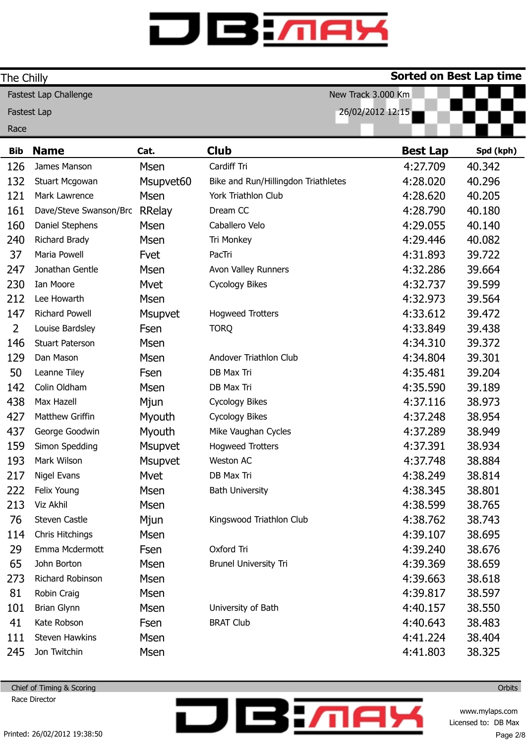# The Chilly

**Sorted on Best Lap time**

Fastest Lap Challenge — New Track 3.000 Km

Fastest Lap — 26/02/2012 12:15

Race

| Bib | Name | Cat. | Club | Best Lap | Spd (kph) |
|---|---|---|---|---|---|
| 126 | James Manson | Msen | Cardiff Tri | 4:27.709 | 40.342 |
| 132 | Stuart Mcgowan | Msupvet60 | Bike and Run/Hillingdon Triathletes | 4:28.020 | 40.296 |
| 121 | Mark Lawrence | Msen | York Triathlon Club | 4:28.620 | 40.205 |
| 161 | Dave/Steve Swanson/Brc | RRelay | Dream CC | 4:28.790 | 40.180 |
| 160 | Daniel Stephens | Msen | Caballero Velo | 4:29.055 | 40.140 |
| 240 | Richard Brady | Msen | Tri Monkey | 4:29.446 | 40.082 |
| 37 | Maria Powell | Fvet | PacTri | 4:31.893 | 39.722 |
| 247 | Jonathan Gentle | Msen | Avon Valley Runners | 4:32.286 | 39.664 |
| 230 | Ian Moore | Mvet | Cycology Bikes | 4:32.737 | 39.599 |
| 212 | Lee Howarth | Msen | | 4:32.973 | 39.564 |
| 147 | Richard Powell | Msupvet | Hogweed Trotters | 4:33.612 | 39.472 |
| 2 | Louise Bardsley | Fsen | TORQ | 4:33.849 | 39.438 |
| 146 | Stuart Paterson | Msen | | 4:34.310 | 39.372 |
| 129 | Dan Mason | Msen | Andover Triathlon Club | 4:34.804 | 39.301 |
| 50 | Leanne Tiley | Fsen | DB Max Tri | 4:35.481 | 39.204 |
| 142 | Colin Oldham | Msen | DB Max Tri | 4:35.590 | 39.189 |
| 438 | Max Hazell | Mjun | Cycology Bikes | 4:37.116 | 38.973 |
| 427 | Matthew Griffin | Myouth | Cycology Bikes | 4:37.248 | 38.954 |
| 437 | George Goodwin | Myouth | Mike Vaughan Cycles | 4:37.289 | 38.949 |
| 159 | Simon Spedding | Msupvet | Hogweed Trotters | 4:37.391 | 38.934 |
| 193 | Mark Wilson | Msupvet | Weston AC | 4:37.748 | 38.884 |
| 217 | Nigel Evans | Mvet | DB Max Tri | 4:38.249 | 38.814 |
| 222 | Felix Young | Msen | Bath University | 4:38.345 | 38.801 |
| 213 | Viz Akhil | Msen | | 4:38.599 | 38.765 |
| 76 | Steven Castle | Mjun | Kingswood Triathlon Club | 4:38.762 | 38.743 |
| 114 | Chris Hitchings | Msen | | 4:39.107 | 38.695 |
| 29 | Emma Mcdermott | Fsen | Oxford Tri | 4:39.240 | 38.676 |
| 65 | John Borton | Msen | Brunel University Tri | 4:39.369 | 38.659 |
| 273 | Richard Robinson | Msen | | 4:39.663 | 38.618 |
| 81 | Robin Craig | Msen | | 4:39.817 | 38.597 |
| 101 | Brian Glynn | Msen | University of Bath | 4:40.157 | 38.550 |
| 41 | Kate Robson | Fsen | BRAT Club | 4:40.643 | 38.483 |
| 111 | Steven Hawkins | Msen | | 4:41.224 | 38.404 |
| 245 | Jon Twitchin | Msen | | 4:41.803 | 38.325 |

Chief of Timing & Scoring — Orbits

Race Director

www.mylaps.com
Licensed to: DB Max

Printed: 26/02/2012 19:38:50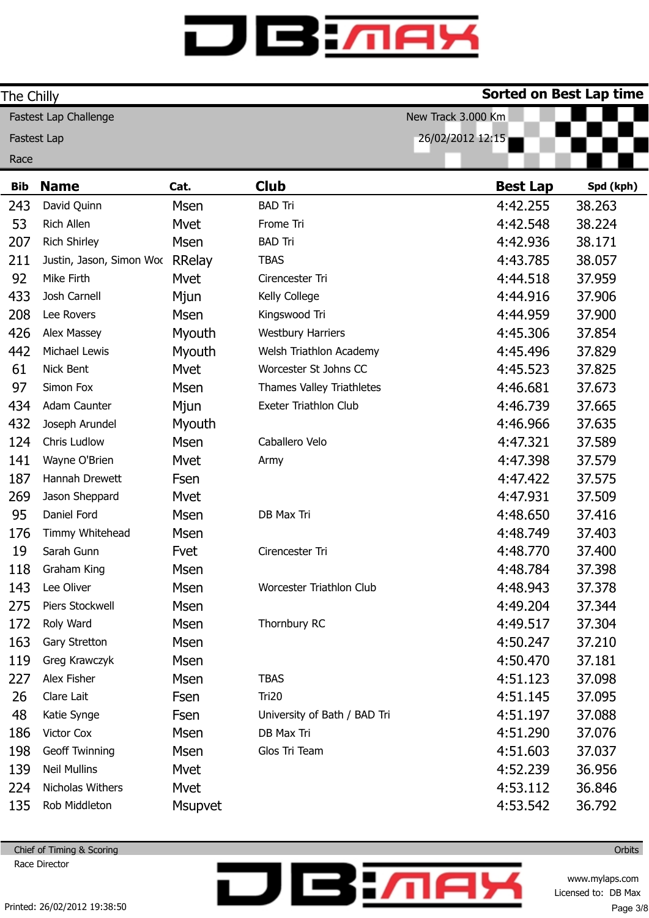The Chilly | **Sorted on Best Lap time**

Fastest Lap Challenge — New Track 3.000 Km

Fastest Lap — 26/02/2012 12:15

Race

| Bib | Name | Cat. | Club | Best Lap | Spd (kph) |
|---|---|---|---|---|---|
| 243 | David Quinn | Msen | BAD Tri | 4:42.255 | 38.263 |
| 53 | Rich Allen | Mvet | Frome Tri | 4:42.548 | 38.224 |
| 207 | Rich Shirley | Msen | BAD Tri | 4:42.936 | 38.171 |
| 211 | Justin, Jason, Simon Woc | RRelay | TBAS | 4:43.785 | 38.057 |
| 92 | Mike Firth | Mvet | Cirencester Tri | 4:44.518 | 37.959 |
| 433 | Josh Carnell | Mjun | Kelly College | 4:44.916 | 37.906 |
| 208 | Lee Rovers | Msen | Kingswood Tri | 4:44.959 | 37.900 |
| 426 | Alex Massey | Myouth | Westbury Harriers | 4:45.306 | 37.854 |
| 442 | Michael Lewis | Myouth | Welsh Triathlon Academy | 4:45.496 | 37.829 |
| 61 | Nick Bent | Mvet | Worcester St Johns CC | 4:45.523 | 37.825 |
| 97 | Simon Fox | Msen | Thames Valley Triathletes | 4:46.681 | 37.673 |
| 434 | Adam Caunter | Mjun | Exeter Triathlon Club | 4:46.739 | 37.665 |
| 432 | Joseph Arundel | Myouth | | 4:46.966 | 37.635 |
| 124 | Chris Ludlow | Msen | Caballero Velo | 4:47.321 | 37.589 |
| 141 | Wayne O'Brien | Mvet | Army | 4:47.398 | 37.579 |
| 187 | Hannah Drewett | Fsen | | 4:47.422 | 37.575 |
| 269 | Jason Sheppard | Mvet | | 4:47.931 | 37.509 |
| 95 | Daniel Ford | Msen | DB Max Tri | 4:48.650 | 37.416 |
| 176 | Timmy Whitehead | Msen | | 4:48.749 | 37.403 |
| 19 | Sarah Gunn | Fvet | Cirencester Tri | 4:48.770 | 37.400 |
| 118 | Graham King | Msen | | 4:48.784 | 37.398 |
| 143 | Lee Oliver | Msen | Worcester Triathlon Club | 4:48.943 | 37.378 |
| 275 | Piers Stockwell | Msen | | 4:49.204 | 37.344 |
| 172 | Roly Ward | Msen | Thornbury RC | 4:49.517 | 37.304 |
| 163 | Gary Stretton | Msen | | 4:50.247 | 37.210 |
| 119 | Greg Krawczyk | Msen | | 4:50.470 | 37.181 |
| 227 | Alex Fisher | Msen | TBAS | 4:51.123 | 37.098 |
| 26 | Clare Lait | Fsen | Tri20 | 4:51.145 | 37.095 |
| 48 | Katie Synge | Fsen | University of Bath / BAD Tri | 4:51.197 | 37.088 |
| 186 | Victor Cox | Msen | DB Max Tri | 4:51.290 | 37.076 |
| 198 | Geoff Twinning | Msen | Glos Tri Team | 4:51.603 | 37.037 |
| 139 | Neil Mullins | Mvet | | 4:52.239 | 36.956 |
| 224 | Nicholas Withers | Mvet | | 4:53.112 | 36.846 |
| 135 | Rob Middleton | Msupvet | | 4:53.542 | 36.792 |

Chief of Timing & Scoring — Orbits

Race Director

Printed: 26/02/2012 19:38:50 — www.mylaps.com — Licensed to: DB Max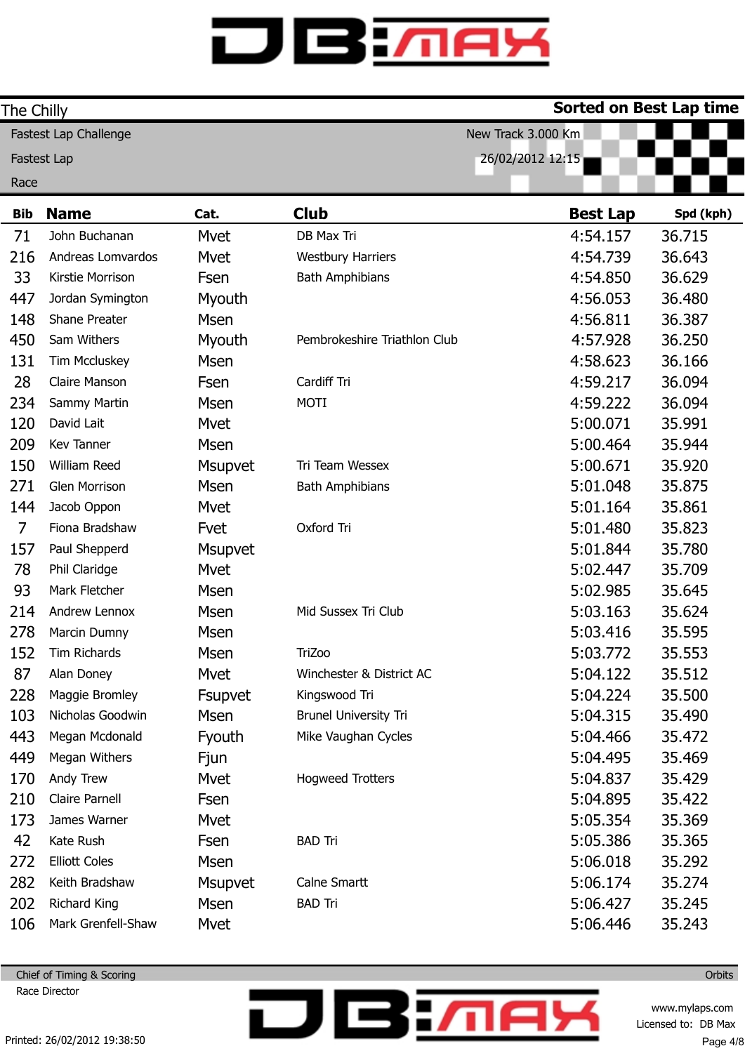# The Chilly

**Sorted on Best Lap time**

Fastest Lap Challenge
Fastest Lap
Race

New Track 3.000 Km
26/02/2012 12:15

| Bib | Name | Cat. | Club | Best Lap | Spd (kph) |
|---|---|---|---|---|---|
| 71 | John Buchanan | Mvet | DB Max Tri | 4:54.157 | 36.715 |
| 216 | Andreas Lomvardos | Mvet | Westbury Harriers | 4:54.739 | 36.643 |
| 33 | Kirstie Morrison | Fsen | Bath Amphibians | 4:54.850 | 36.629 |
| 447 | Jordan Symington | Myouth | | 4:56.053 | 36.480 |
| 148 | Shane Preater | Msen | | 4:56.811 | 36.387 |
| 450 | Sam Withers | Myouth | Pembrokeshire Triathlon Club | 4:57.928 | 36.250 |
| 131 | Tim Mccluskey | Msen | | 4:58.623 | 36.166 |
| 28 | Claire Manson | Fsen | Cardiff Tri | 4:59.217 | 36.094 |
| 234 | Sammy Martin | Msen | MOTI | 4:59.222 | 36.094 |
| 120 | David Lait | Mvet | | 5:00.071 | 35.991 |
| 209 | Kev Tanner | Msen | | 5:00.464 | 35.944 |
| 150 | William Reed | Msupvet | Tri Team Wessex | 5:00.671 | 35.920 |
| 271 | Glen Morrison | Msen | Bath Amphibians | 5:01.048 | 35.875 |
| 144 | Jacob Oppon | Mvet | | 5:01.164 | 35.861 |
| 7 | Fiona Bradshaw | Fvet | Oxford Tri | 5:01.480 | 35.823 |
| 157 | Paul Shepperd | Msupvet | | 5:01.844 | 35.780 |
| 78 | Phil Claridge | Mvet | | 5:02.447 | 35.709 |
| 93 | Mark Fletcher | Msen | | 5:02.985 | 35.645 |
| 214 | Andrew Lennox | Msen | Mid Sussex Tri Club | 5:03.163 | 35.624 |
| 278 | Marcin Dumny | Msen | | 5:03.416 | 35.595 |
| 152 | Tim Richards | Msen | TriZoo | 5:03.772 | 35.553 |
| 87 | Alan Doney | Mvet | Winchester & District AC | 5:04.122 | 35.512 |
| 228 | Maggie Bromley | Fsupvet | Kingswood Tri | 5:04.224 | 35.500 |
| 103 | Nicholas Goodwin | Msen | Brunel University Tri | 5:04.315 | 35.490 |
| 443 | Megan Mcdonald | Fyouth | Mike Vaughan Cycles | 5:04.466 | 35.472 |
| 449 | Megan Withers | Fjun | | 5:04.495 | 35.469 |
| 170 | Andy Trew | Mvet | Hogweed Trotters | 5:04.837 | 35.429 |
| 210 | Claire Parnell | Fsen | | 5:04.895 | 35.422 |
| 173 | James Warner | Mvet | | 5:05.354 | 35.369 |
| 42 | Kate Rush | Fsen | BAD Tri | 5:05.386 | 35.365 |
| 272 | Elliott Coles | Msen | | 5:06.018 | 35.292 |
| 282 | Keith Bradshaw | Msupvet | Calne Smartt | 5:06.174 | 35.274 |
| 202 | Richard King | Msen | BAD Tri | 5:06.427 | 35.245 |
| 106 | Mark Grenfell-Shaw | Mvet | | 5:06.446 | 35.243 |

Chief of Timing & Scoring
Race Director

Orbits
www.mylaps.com
Licensed to: DB Max

Printed: 26/02/2012 19:38:50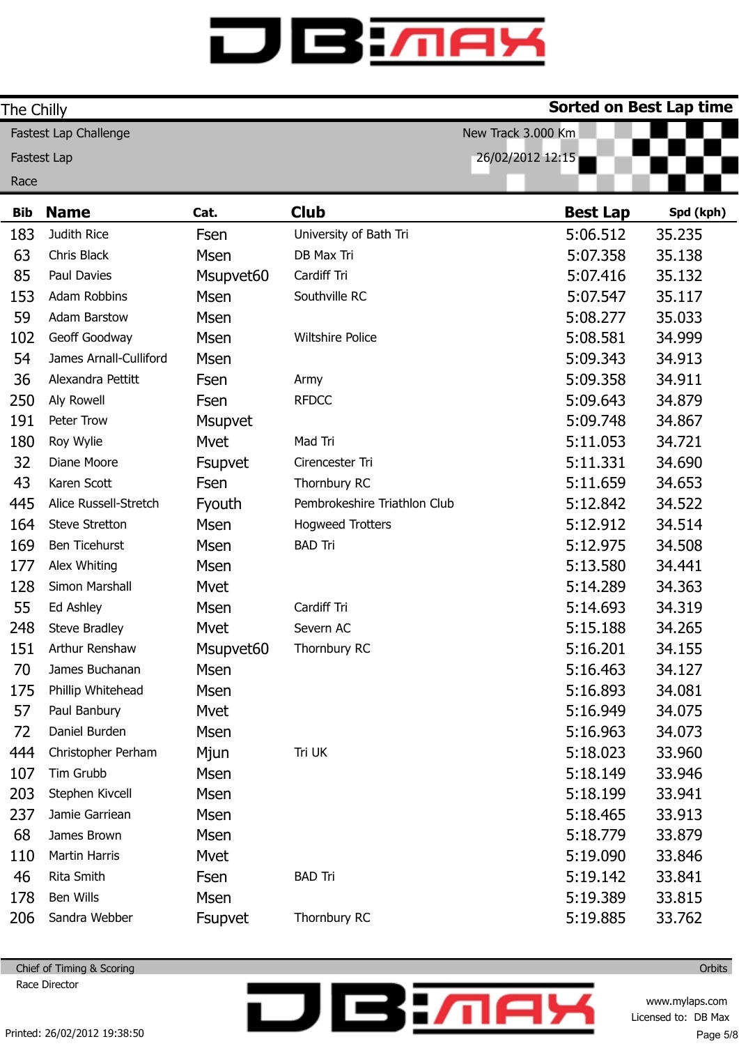The Chilly

**Sorted on Best Lap time**

Fastest Lap Challenge

Fastest Lap

Race

New Track 3.000 Km

26/02/2012 12:15

| Bib | Name | Cat. | Club | Best Lap | Spd (kph) |
|---|---|---|---|---|---|
| 183 | Judith Rice | Fsen | University of Bath Tri | 5:06.512 | 35.235 |
| 63 | Chris Black | Msen | DB Max Tri | 5:07.358 | 35.138 |
| 85 | Paul Davies | Msupvet60 | Cardiff Tri | 5:07.416 | 35.132 |
| 153 | Adam Robbins | Msen | Southville RC | 5:07.547 | 35.117 |
| 59 | Adam Barstow | Msen | | 5:08.277 | 35.033 |
| 102 | Geoff Goodway | Msen | Wiltshire Police | 5:08.581 | 34.999 |
| 54 | James Arnall-Culliford | Msen | | 5:09.343 | 34.913 |
| 36 | Alexandra Pettitt | Fsen | Army | 5:09.358 | 34.911 |
| 250 | Aly Rowell | Fsen | RFDCC | 5:09.643 | 34.879 |
| 191 | Peter Trow | Msupvet | | 5:09.748 | 34.867 |
| 180 | Roy Wylie | Mvet | Mad Tri | 5:11.053 | 34.721 |
| 32 | Diane Moore | Fsupvet | Cirencester Tri | 5:11.331 | 34.690 |
| 43 | Karen Scott | Fsen | Thornbury RC | 5:11.659 | 34.653 |
| 445 | Alice Russell-Stretch | Fyouth | Pembrokeshire Triathlon Club | 5:12.842 | 34.522 |
| 164 | Steve Stretton | Msen | Hogweed Trotters | 5:12.912 | 34.514 |
| 169 | Ben Ticehurst | Msen | BAD Tri | 5:12.975 | 34.508 |
| 177 | Alex Whiting | Msen | | 5:13.580 | 34.441 |
| 128 | Simon Marshall | Mvet | | 5:14.289 | 34.363 |
| 55 | Ed Ashley | Msen | Cardiff Tri | 5:14.693 | 34.319 |
| 248 | Steve Bradley | Mvet | Severn AC | 5:15.188 | 34.265 |
| 151 | Arthur Renshaw | Msupvet60 | Thornbury RC | 5:16.201 | 34.155 |
| 70 | James Buchanan | Msen | | 5:16.463 | 34.127 |
| 175 | Phillip Whitehead | Msen | | 5:16.893 | 34.081 |
| 57 | Paul Banbury | Mvet | | 5:16.949 | 34.075 |
| 72 | Daniel Burden | Msen | | 5:16.963 | 34.073 |
| 444 | Christopher Perham | Mjun | Tri UK | 5:18.023 | 33.960 |
| 107 | Tim Grubb | Msen | | 5:18.149 | 33.946 |
| 203 | Stephen Kivcell | Msen | | 5:18.199 | 33.941 |
| 237 | Jamie Garriean | Msen | | 5:18.465 | 33.913 |
| 68 | James Brown | Msen | | 5:18.779 | 33.879 |
| 110 | Martin Harris | Mvet | | 5:19.090 | 33.846 |
| 46 | Rita Smith | Fsen | BAD Tri | 5:19.142 | 33.841 |
| 178 | Ben Wills | Msen | | 5:19.389 | 33.815 |
| 206 | Sandra Webber | Fsupvet | Thornbury RC | 5:19.885 | 33.762 |

Chief of Timing & Scoring

Race Director

Printed: 26/02/2012 19:38:50

Orbits

www.mylaps.com

Licensed to: DB Max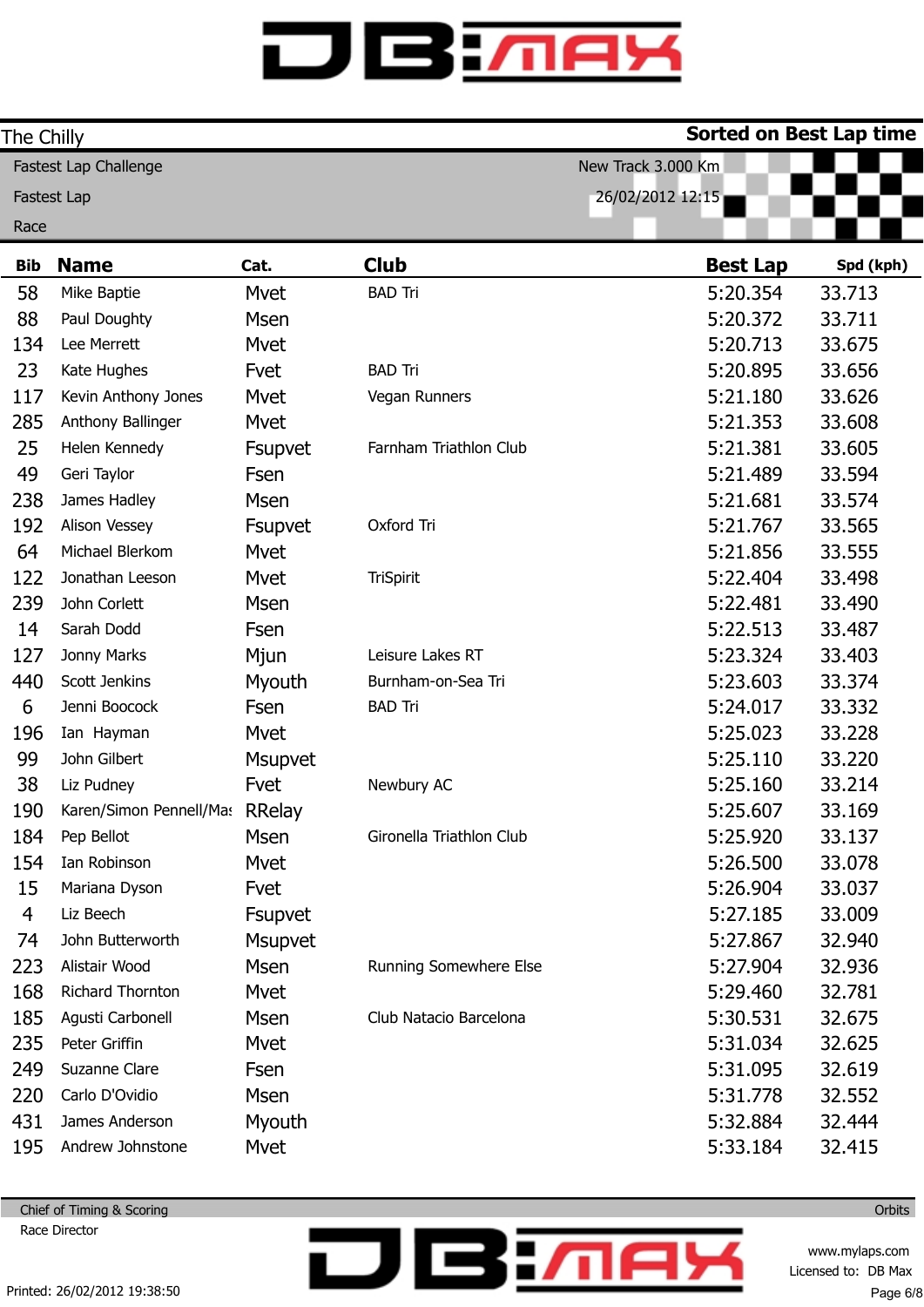The Chilly

**Sorted on Best Lap time**

Fastest Lap Challenge
Fastest Lap
Race

New Track 3.000 Km
26/02/2012 12:15

| Bib | Name | Cat. | Club | Best Lap | Spd (kph) |
|---|---|---|---|---|---|
| 58 | Mike Baptie | Mvet | BAD Tri | 5:20.354 | 33.713 |
| 88 | Paul Doughty | Msen | | 5:20.372 | 33.711 |
| 134 | Lee Merrett | Mvet | | 5:20.713 | 33.675 |
| 23 | Kate Hughes | Fvet | BAD Tri | 5:20.895 | 33.656 |
| 117 | Kevin Anthony Jones | Mvet | Vegan Runners | 5:21.180 | 33.626 |
| 285 | Anthony Ballinger | Mvet | | 5:21.353 | 33.608 |
| 25 | Helen Kennedy | Fsupvet | Farnham Triathlon Club | 5:21.381 | 33.605 |
| 49 | Geri Taylor | Fsen | | 5:21.489 | 33.594 |
| 238 | James Hadley | Msen | | 5:21.681 | 33.574 |
| 192 | Alison Vessey | Fsupvet | Oxford Tri | 5:21.767 | 33.565 |
| 64 | Michael Blerkom | Mvet | | 5:21.856 | 33.555 |
| 122 | Jonathan Leeson | Mvet | TriSpirit | 5:22.404 | 33.498 |
| 239 | John Corlett | Msen | | 5:22.481 | 33.490 |
| 14 | Sarah Dodd | Fsen | | 5:22.513 | 33.487 |
| 127 | Jonny Marks | Mjun | Leisure Lakes RT | 5:23.324 | 33.403 |
| 440 | Scott Jenkins | Myouth | Burnham-on-Sea Tri | 5:23.603 | 33.374 |
| 6 | Jenni Boocock | Fsen | BAD Tri | 5:24.017 | 33.332 |
| 196 | Ian Hayman | Mvet | | 5:25.023 | 33.228 |
| 99 | John Gilbert | Msupvet | | 5:25.110 | 33.220 |
| 38 | Liz Pudney | Fvet | Newbury AC | 5:25.160 | 33.214 |
| 190 | Karen/Simon Pennell/Mas | RRelay | | 5:25.607 | 33.169 |
| 184 | Pep Bellot | Msen | Gironella Triathlon Club | 5:25.920 | 33.137 |
| 154 | Ian Robinson | Mvet | | 5:26.500 | 33.078 |
| 15 | Mariana Dyson | Fvet | | 5:26.904 | 33.037 |
| 4 | Liz Beech | Fsupvet | | 5:27.185 | 33.009 |
| 74 | John Butterworth | Msupvet | | 5:27.867 | 32.940 |
| 223 | Alistair Wood | Msen | Running Somewhere Else | 5:27.904 | 32.936 |
| 168 | Richard Thornton | Mvet | | 5:29.460 | 32.781 |
| 185 | Agusti Carbonell | Msen | Club Natacio Barcelona | 5:30.531 | 32.675 |
| 235 | Peter Griffin | Mvet | | 5:31.034 | 32.625 |
| 249 | Suzanne Clare | Fsen | | 5:31.095 | 32.619 |
| 220 | Carlo D'Ovidio | Msen | | 5:31.778 | 32.552 |
| 431 | James Anderson | Myouth | | 5:32.884 | 32.444 |
| 195 | Andrew Johnstone | Mvet | | 5:33.184 | 32.415 |

Chief of Timing & Scoring
Race Director

Orbits

Printed: 26/02/2012 19:38:50

www.mylaps.com
Licensed to: DB Max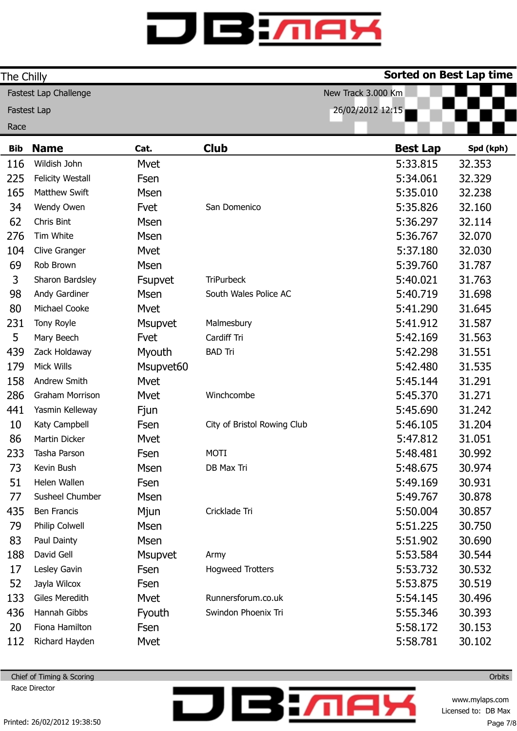# DB:MAX

**The Chilly** — **Sorted on Best Lap time**

Fastest Lap Challenge — New Track 3.000 Km

Fastest Lap — 26/02/2012 12:15

Race

| Bib | Name | Cat. | Club | Best Lap | Spd (kph) |
|---|---|---|---|---|---|
| 116 | Wildish John | Mvet | | 5:33.815 | 32.353 |
| 225 | Felicity Westall | Fsen | | 5:34.061 | 32.329 |
| 165 | Matthew Swift | Msen | | 5:35.010 | 32.238 |
| 34 | Wendy Owen | Fvet | San Domenico | 5:35.826 | 32.160 |
| 62 | Chris Bint | Msen | | 5:36.297 | 32.114 |
| 276 | Tim White | Msen | | 5:36.767 | 32.070 |
| 104 | Clive Granger | Mvet | | 5:37.180 | 32.030 |
| 69 | Rob Brown | Msen | | 5:39.760 | 31.787 |
| 3 | Sharon Bardsley | Fsupvet | TriPurbeck | 5:40.021 | 31.763 |
| 98 | Andy Gardiner | Msen | South Wales Police AC | 5:40.719 | 31.698 |
| 80 | Michael Cooke | Mvet | | 5:41.290 | 31.645 |
| 231 | Tony Royle | Msupvet | Malmesbury | 5:41.912 | 31.587 |
| 5 | Mary Beech | Fvet | Cardiff Tri | 5:42.169 | 31.563 |
| 439 | Zack Holdaway | Myouth | BAD Tri | 5:42.298 | 31.551 |
| 179 | Mick Wills | Msupvet60 | | 5:42.480 | 31.535 |
| 158 | Andrew Smith | Mvet | | 5:45.144 | 31.291 |
| 286 | Graham Morrison | Mvet | Winchcombe | 5:45.370 | 31.271 |
| 441 | Yasmin Kelleway | Fjun | | 5:45.690 | 31.242 |
| 10 | Katy Campbell | Fsen | City of Bristol Rowing Club | 5:46.105 | 31.204 |
| 86 | Martin Dicker | Mvet | | 5:47.812 | 31.051 |
| 233 | Tasha Parson | Fsen | MOTI | 5:48.481 | 30.992 |
| 73 | Kevin Bush | Msen | DB Max Tri | 5:48.675 | 30.974 |
| 51 | Helen Wallen | Fsen | | 5:49.169 | 30.931 |
| 77 | Susheel Chumber | Msen | | 5:49.767 | 30.878 |
| 435 | Ben Francis | Mjun | Cricklade Tri | 5:50.004 | 30.857 |
| 79 | Philip Colwell | Msen | | 5:51.225 | 30.750 |
| 83 | Paul Dainty | Msen | | 5:51.902 | 30.690 |
| 188 | David Gell | Msupvet | Army | 5:53.584 | 30.544 |
| 17 | Lesley Gavin | Fsen | Hogweed Trotters | 5:53.732 | 30.532 |
| 52 | Jayla Wilcox | Fsen | | 5:53.875 | 30.519 |
| 133 | Giles Meredith | Mvet | Runnersforum.co.uk | 5:54.145 | 30.496 |
| 436 | Hannah Gibbs | Fyouth | Swindon Phoenix Tri | 5:55.346 | 30.393 |
| 20 | Fiona Hamilton | Fsen | | 5:58.172 | 30.153 |
| 112 | Richard Hayden | Mvet | | 5:58.781 | 30.102 |

Chief of Timing & Scoring — Orbits

Race Director

www.mylaps.com

Licensed to: DB Max

Printed: 26/02/2012 19:38:50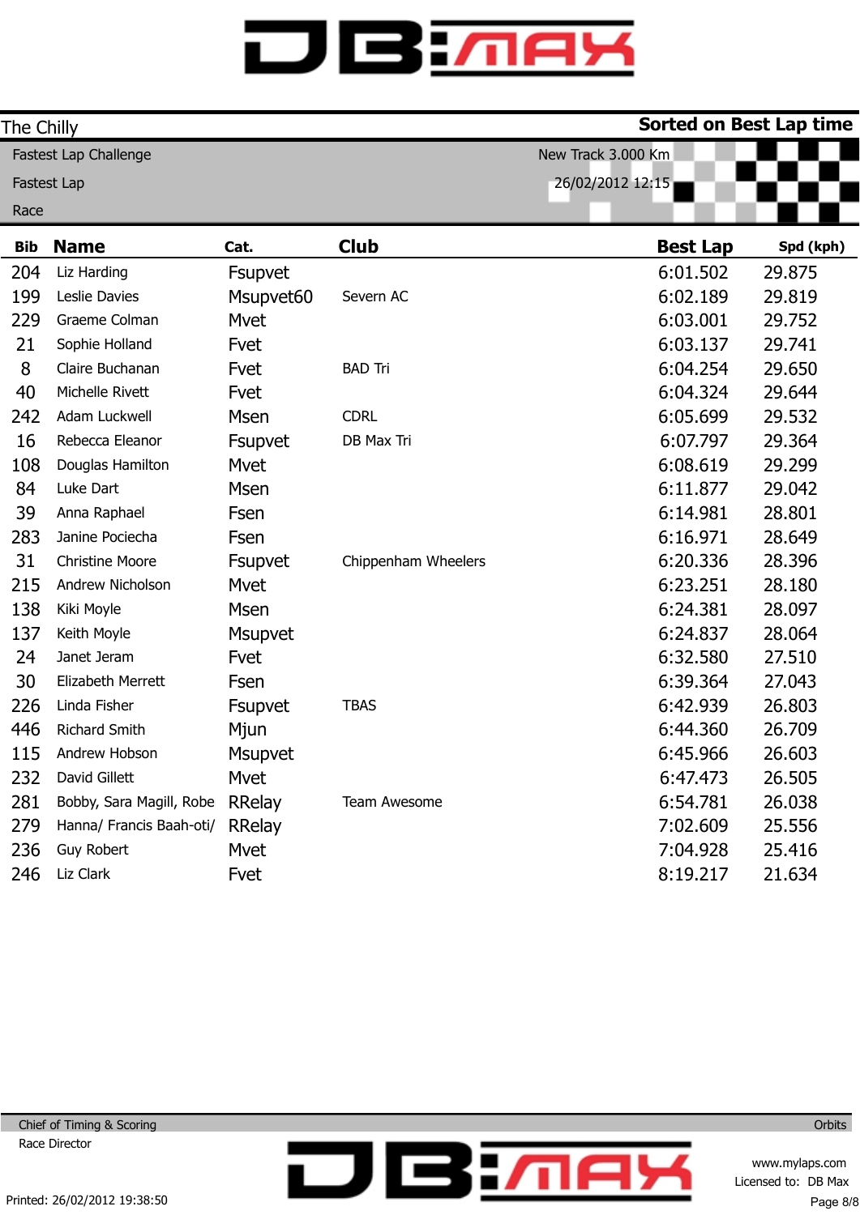The Chilly

**Sorted on Best Lap time**

Fastest Lap Challenge

Fastest Lap

Race

New Track 3.000 Km

26/02/2012 12:15

| Bib | Name | Cat. | Club | Best Lap | Spd (kph) |
|---|---|---|---|---|---|
| 204 | Liz Harding | Fsupvet | | 6:01.502 | 29.875 |
| 199 | Leslie Davies | Msupvet60 | Severn AC | 6:02.189 | 29.819 |
| 229 | Graeme Colman | Mvet | | 6:03.001 | 29.752 |
| 21 | Sophie Holland | Fvet | | 6:03.137 | 29.741 |
| 8 | Claire Buchanan | Fvet | BAD Tri | 6:04.254 | 29.650 |
| 40 | Michelle Rivett | Fvet | | 6:04.324 | 29.644 |
| 242 | Adam Luckwell | Msen | CDRL | 6:05.699 | 29.532 |
| 16 | Rebecca Eleanor | Fsupvet | DB Max Tri | 6:07.797 | 29.364 |
| 108 | Douglas Hamilton | Mvet | | 6:08.619 | 29.299 |
| 84 | Luke Dart | Msen | | 6:11.877 | 29.042 |
| 39 | Anna Raphael | Fsen | | 6:14.981 | 28.801 |
| 283 | Janine Pociecha | Fsen | | 6:16.971 | 28.649 |
| 31 | Christine Moore | Fsupvet | Chippenham Wheelers | 6:20.336 | 28.396 |
| 215 | Andrew Nicholson | Mvet | | 6:23.251 | 28.180 |
| 138 | Kiki Moyle | Msen | | 6:24.381 | 28.097 |
| 137 | Keith Moyle | Msupvet | | 6:24.837 | 28.064 |
| 24 | Janet Jeram | Fvet | | 6:32.580 | 27.510 |
| 30 | Elizabeth Merrett | Fsen | | 6:39.364 | 27.043 |
| 226 | Linda Fisher | Fsupvet | TBAS | 6:42.939 | 26.803 |
| 446 | Richard Smith | Mjun | | 6:44.360 | 26.709 |
| 115 | Andrew Hobson | Msupvet | | 6:45.966 | 26.603 |
| 232 | David Gillett | Mvet | | 6:47.473 | 26.505 |
| 281 | Bobby, Sara Magill, Robe | RRelay | Team Awesome | 6:54.781 | 26.038 |
| 279 | Hanna/ Francis Baah-oti/ | RRelay | | 7:02.609 | 25.556 |
| 236 | Guy Robert | Mvet | | 7:04.928 | 25.416 |
| 246 | Liz Clark | Fvet | | 8:19.217 | 21.634 |

Chief of Timing & Scoring

Race Director

Orbits

Printed: 26/02/2012 19:38:50

www.mylaps.com

Licensed to: DB Max